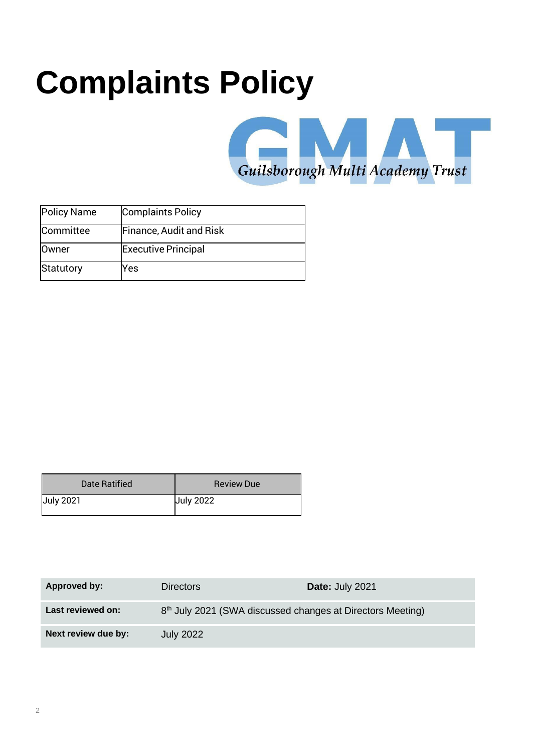# Complaints Policy

Guilsborough Multi Academy Trust

| Policy Name | Complaints Policy |
|---|---|
| Committee | Finance, Audit and Risk |
| Owner | Executive Principal |
| Statutory | Yes |

| Date Ratified | Review Due |
|---|---|
| July 2021 | July 2022 |

| **Approved by:** | Directors | **Date:** July 2021 |
|---|---|---|
| **Last reviewed on:** | 8th July 2021 (SWA discussed changes at Directors Meeting) | |
| **Next review due by:** | July 2022 | |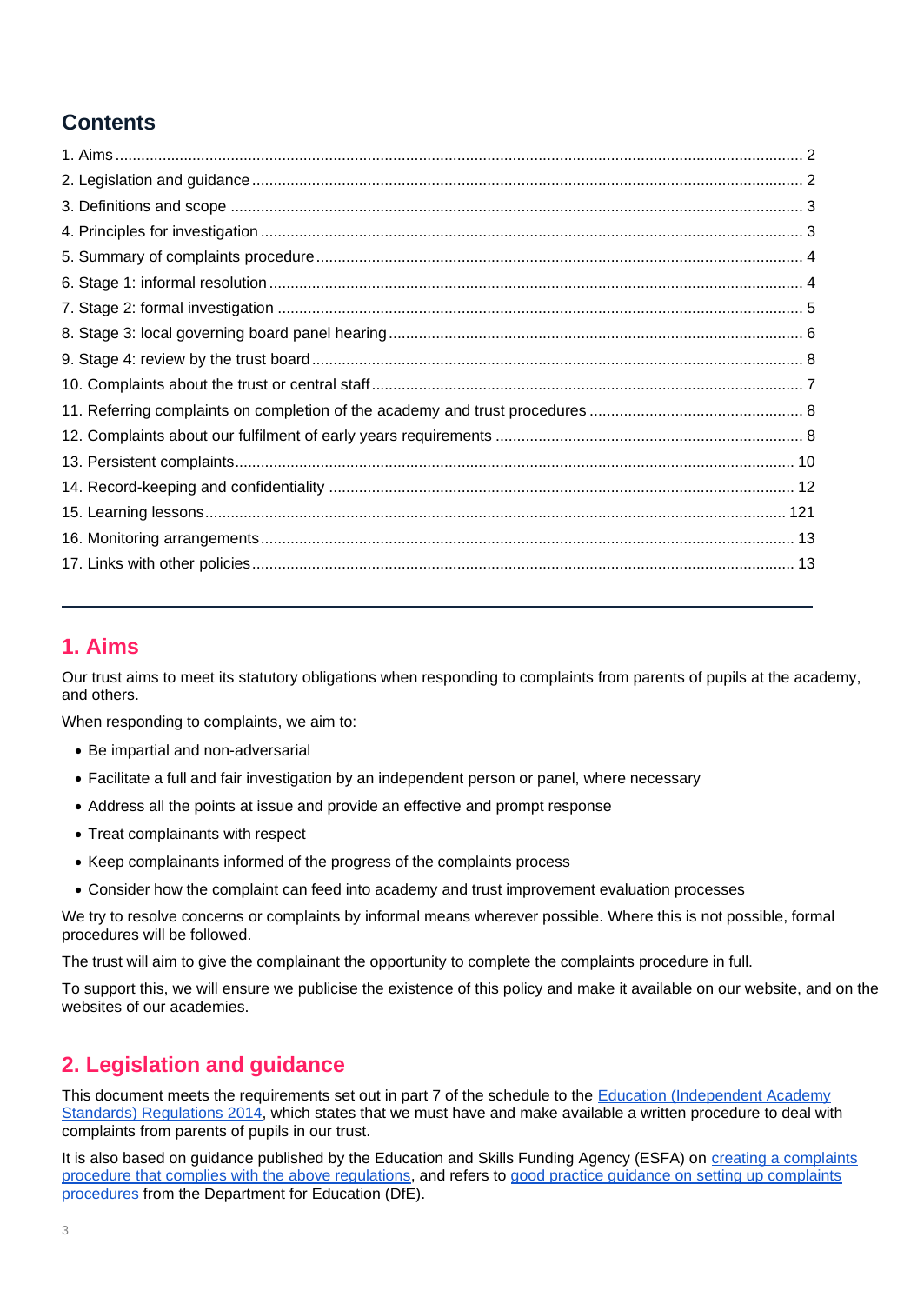## Contents

1. Aims ........................................................................................................ 2
2. Legislation and guidance ........................................................................................................ 2
3. Definitions and scope ........................................................................................................ 3
4. Principles for investigation ........................................................................................................ 3
5. Summary of complaints procedure ........................................................................................................ 4
6. Stage 1: informal resolution ........................................................................................................ 4
7. Stage 2: formal investigation ........................................................................................................ 5
8. Stage 3: local governing board panel hearing ........................................................................................................ 6
9. Stage 4: review by the trust board ........................................................................................................ 8
10. Complaints about the trust or central staff ........................................................................................................ 7
11. Referring complaints on completion of the academy and trust procedures ........................................................................................................ 8
12. Complaints about our fulfilment of early years requirements ........................................................................................................ 8
13. Persistent complaints ........................................................................................................ 10
14. Record-keeping and confidentiality ........................................................................................................ 12
15. Learning lessons ........................................................................................................ 121
16. Monitoring arrangements ........................................................................................................ 13
17. Links with other policies ........................................................................................................ 13

---

## 1. Aims

Our trust aims to meet its statutory obligations when responding to complaints from parents of pupils at the academy, and others.

When responding to complaints, we aim to:

- Be impartial and non-adversarial
- Facilitate a full and fair investigation by an independent person or panel, where necessary
- Address all the points at issue and provide an effective and prompt response
- Treat complainants with respect
- Keep complainants informed of the progress of the complaints process
- Consider how the complaint can feed into academy and trust improvement evaluation processes

We try to resolve concerns or complaints by informal means wherever possible. Where this is not possible, formal procedures will be followed.

The trust will aim to give the complainant the opportunity to complete the complaints procedure in full.

To support this, we will ensure we publicise the existence of this policy and make it available on our website, and on the websites of our academies.

## 2. Legislation and guidance

This document meets the requirements set out in part 7 of the schedule to the Education (Independent Academy Standards) Regulations 2014, which states that we must have and make available a written procedure to deal with complaints from parents of pupils in our trust.

It is also based on guidance published by the Education and Skills Funding Agency (ESFA) on creating a complaints procedure that complies with the above regulations, and refers to good practice guidance on setting up complaints procedures from the Department for Education (DfE).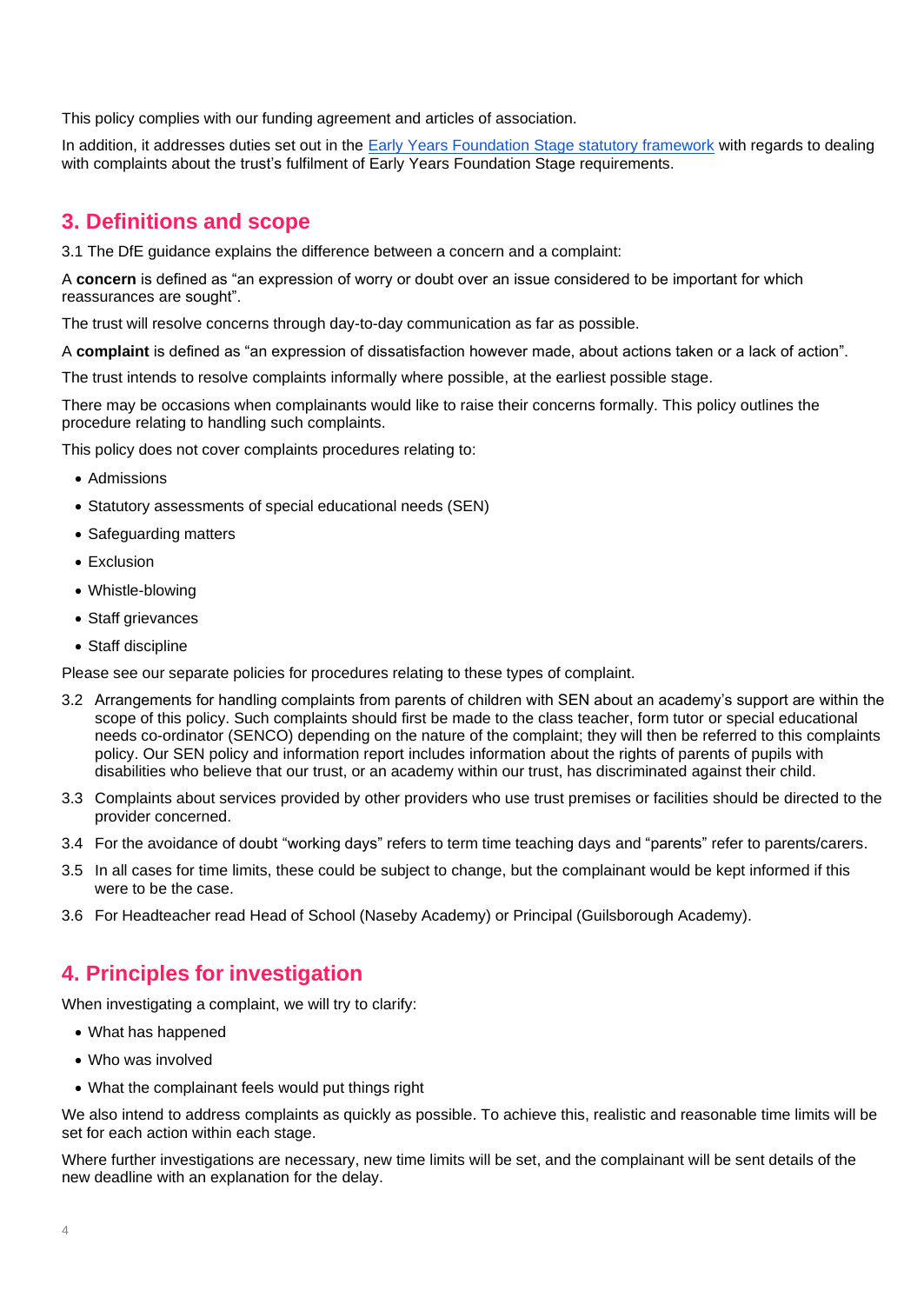This policy complies with our funding agreement and articles of association.

In addition, it addresses duties set out in the [Early Years Foundation Stage statutory framework] with regards to dealing with complaints about the trust's fulfilment of Early Years Foundation Stage requirements.

## 3. Definitions and scope

3.1 The DfE guidance explains the difference between a concern and a complaint:

A **concern** is defined as "an expression of worry or doubt over an issue considered to be important for which reassurances are sought".

The trust will resolve concerns through day-to-day communication as far as possible.

A **complaint** is defined as "an expression of dissatisfaction however made, about actions taken or a lack of action".

The trust intends to resolve complaints informally where possible, at the earliest possible stage.

There may be occasions when complainants would like to raise their concerns formally. This policy outlines the procedure relating to handling such complaints.

This policy does not cover complaints procedures relating to:

- Admissions
- Statutory assessments of special educational needs (SEN)
- Safeguarding matters
- Exclusion
- Whistle-blowing
- Staff grievances
- Staff discipline

Please see our separate policies for procedures relating to these types of complaint.

3.2 Arrangements for handling complaints from parents of children with SEN about an academy's support are within the scope of this policy. Such complaints should first be made to the class teacher, form tutor or special educational needs co-ordinator (SENCO) depending on the nature of the complaint; they will then be referred to this complaints policy. Our SEN policy and information report includes information about the rights of parents of pupils with disabilities who believe that our trust, or an academy within our trust, has discriminated against their child.

3.3 Complaints about services provided by other providers who use trust premises or facilities should be directed to the provider concerned.

3.4 For the avoidance of doubt "working days" refers to term time teaching days and "parents" refer to parents/carers.

3.5 In all cases for time limits, these could be subject to change, but the complainant would be kept informed if this were to be the case.

3.6 For Headteacher read Head of School (Naseby Academy) or Principal (Guilsborough Academy).

## 4. Principles for investigation

When investigating a complaint, we will try to clarify:

- What has happened
- Who was involved
- What the complainant feels would put things right

We also intend to address complaints as quickly as possible. To achieve this, realistic and reasonable time limits will be set for each action within each stage.

Where further investigations are necessary, new time limits will be set, and the complainant will be sent details of the new deadline with an explanation for the delay.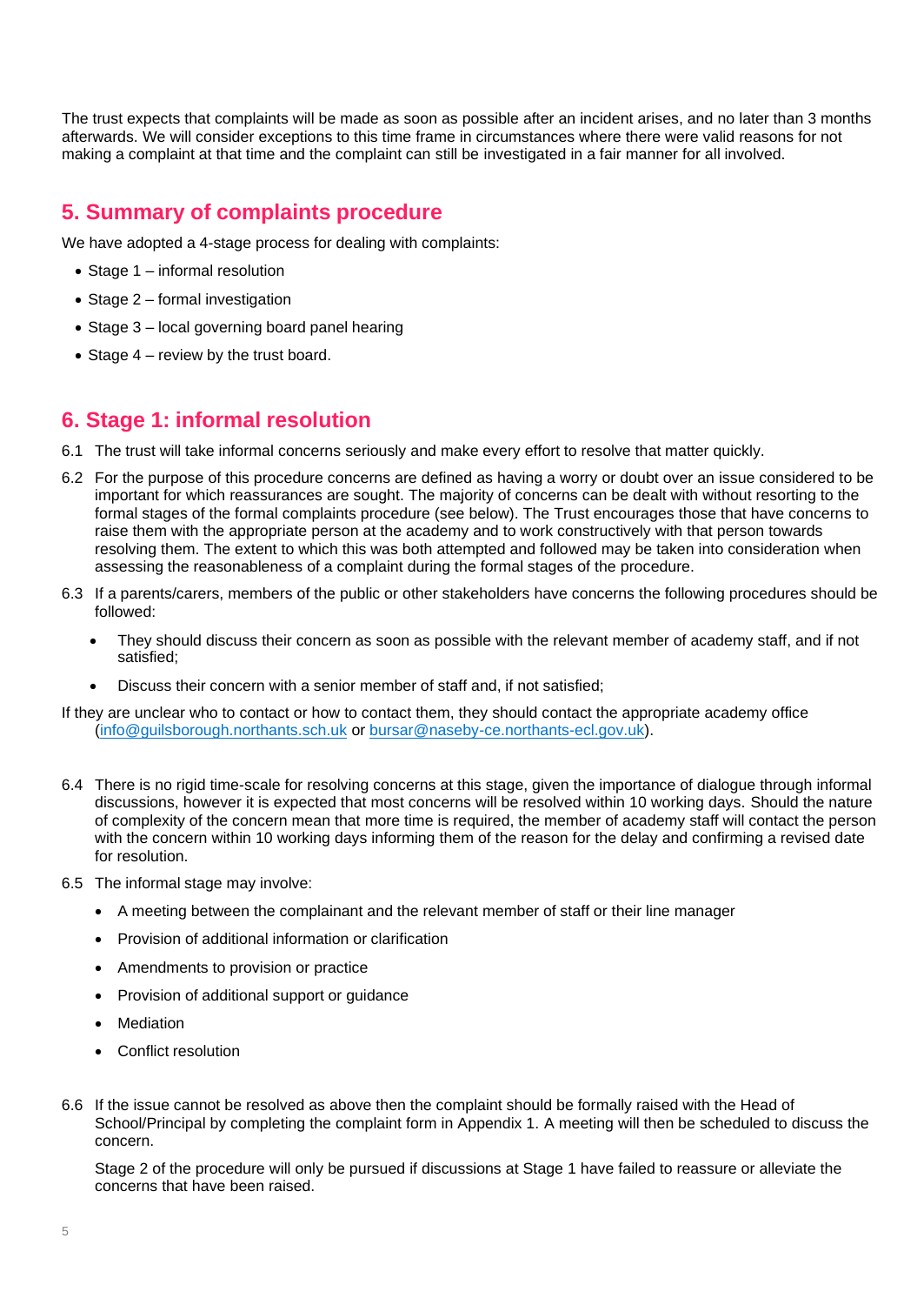The trust expects that complaints will be made as soon as possible after an incident arises, and no later than 3 months afterwards. We will consider exceptions to this time frame in circumstances where there were valid reasons for not making a complaint at that time and the complaint can still be investigated in a fair manner for all involved.

## 5. Summary of complaints procedure

We have adopted a 4-stage process for dealing with complaints:

- Stage 1 – informal resolution
- Stage 2 – formal investigation
- Stage 3 – local governing board panel hearing
- Stage 4 – review by the trust board.

## 6. Stage 1: informal resolution

6.1 The trust will take informal concerns seriously and make every effort to resolve that matter quickly.

6.2 For the purpose of this procedure concerns are defined as having a worry or doubt over an issue considered to be important for which reassurances are sought. The majority of concerns can be dealt with without resorting to the formal stages of the formal complaints procedure (see below). The Trust encourages those that have concerns to raise them with the appropriate person at the academy and to work constructively with that person towards resolving them. The extent to which this was both attempted and followed may be taken into consideration when assessing the reasonableness of a complaint during the formal stages of the procedure.

6.3 If a parents/carers, members of the public or other stakeholders have concerns the following procedures should be followed:

- They should discuss their concern as soon as possible with the relevant member of academy staff, and if not satisfied;
- Discuss their concern with a senior member of staff and, if not satisfied;

If they are unclear who to contact or how to contact them, they should contact the appropriate academy office (info@guilsborough.northants.sch.uk or bursar@naseby-ce.northants-ecl.gov.uk).

6.4 There is no rigid time-scale for resolving concerns at this stage, given the importance of dialogue through informal discussions, however it is expected that most concerns will be resolved within 10 working days. Should the nature of complexity of the concern mean that more time is required, the member of academy staff will contact the person with the concern within 10 working days informing them of the reason for the delay and confirming a revised date for resolution.

6.5 The informal stage may involve:

- A meeting between the complainant and the relevant member of staff or their line manager
- Provision of additional information or clarification
- Amendments to provision or practice
- Provision of additional support or guidance
- Mediation
- Conflict resolution

6.6 If the issue cannot be resolved as above then the complaint should be formally raised with the Head of School/Principal by completing the complaint form in Appendix 1. A meeting will then be scheduled to discuss the concern.

Stage 2 of the procedure will only be pursued if discussions at Stage 1 have failed to reassure or alleviate the concerns that have been raised.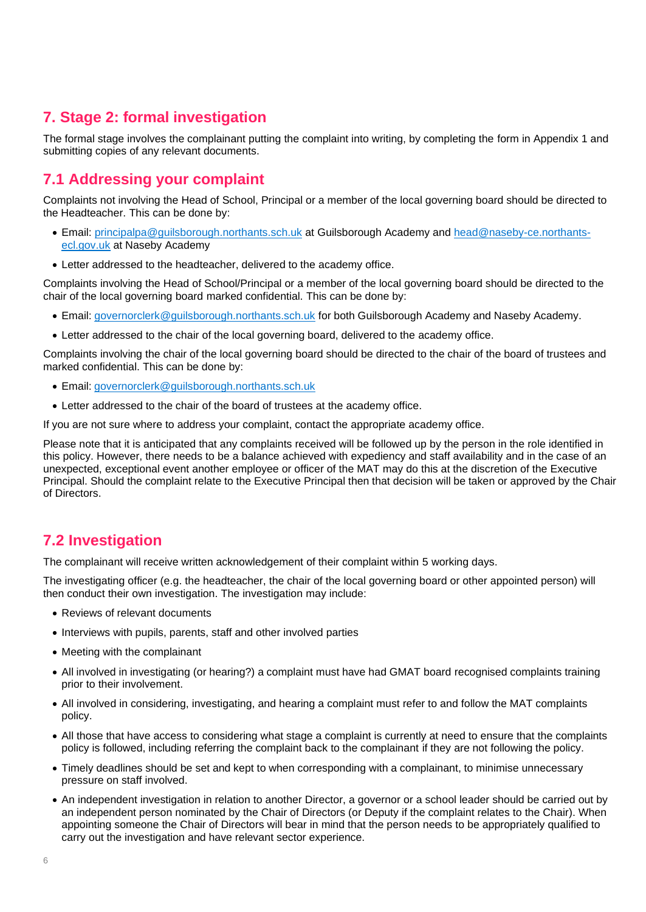## 7. Stage 2: formal investigation

The formal stage involves the complainant putting the complaint into writing, by completing the form in Appendix 1 and submitting copies of any relevant documents.

### 7.1 Addressing your complaint

Complaints not involving the Head of School, Principal or a member of the local governing board should be directed to the Headteacher. This can be done by:

- Email: principalpa@guilsborough.northants.sch.uk at Guilsborough Academy and head@naseby-ce.northants-ecl.gov.uk at Naseby Academy
- Letter addressed to the headteacher, delivered to the academy office.

Complaints involving the Head of School/Principal or a member of the local governing board should be directed to the chair of the local governing board marked confidential. This can be done by:

- Email: governorclerk@guilsborough.northants.sch.uk for both Guilsborough Academy and Naseby Academy.
- Letter addressed to the chair of the local governing board, delivered to the academy office.

Complaints involving the chair of the local governing board should be directed to the chair of the board of trustees and marked confidential. This can be done by:

- Email: governorclerk@guilsborough.northants.sch.uk
- Letter addressed to the chair of the board of trustees at the academy office.

If you are not sure where to address your complaint, contact the appropriate academy office.

Please note that it is anticipated that any complaints received will be followed up by the person in the role identified in this policy. However, there needs to be a balance achieved with expediency and staff availability and in the case of an unexpected, exceptional event another employee or officer of the MAT may do this at the discretion of the Executive Principal. Should the complaint relate to the Executive Principal then that decision will be taken or approved by the Chair of Directors.

### 7.2 Investigation

The complainant will receive written acknowledgement of their complaint within 5 working days.

The investigating officer (e.g. the headteacher, the chair of the local governing board or other appointed person) will then conduct their own investigation. The investigation may include:

- Reviews of relevant documents
- Interviews with pupils, parents, staff and other involved parties
- Meeting with the complainant
- All involved in investigating (or hearing?) a complaint must have had GMAT board recognised complaints training prior to their involvement.
- All involved in considering, investigating, and hearing a complaint must refer to and follow the MAT complaints policy.
- All those that have access to considering what stage a complaint is currently at need to ensure that the complaints policy is followed, including referring the complaint back to the complainant if they are not following the policy.
- Timely deadlines should be set and kept to when corresponding with a complainant, to minimise unnecessary pressure on staff involved.
- An independent investigation in relation to another Director, a governor or a school leader should be carried out by an independent person nominated by the Chair of Directors (or Deputy if the complaint relates to the Chair). When appointing someone the Chair of Directors will bear in mind that the person needs to be appropriately qualified to carry out the investigation and have relevant sector experience.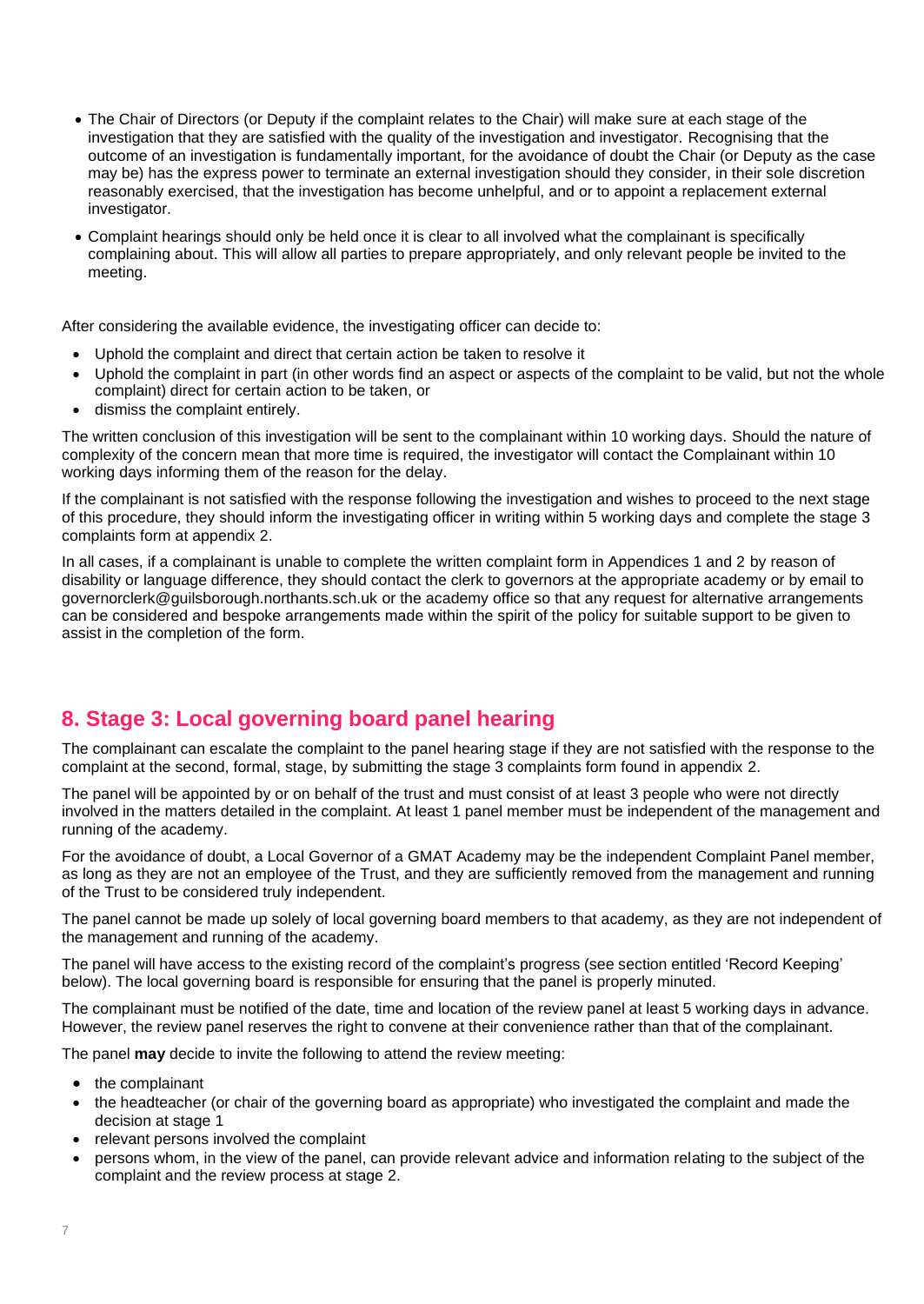- The Chair of Directors (or Deputy if the complaint relates to the Chair) will make sure at each stage of the investigation that they are satisfied with the quality of the investigation and investigator. Recognising that the outcome of an investigation is fundamentally important, for the avoidance of doubt the Chair (or Deputy as the case may be) has the express power to terminate an external investigation should they consider, in their sole discretion reasonably exercised, that the investigation has become unhelpful, and or to appoint a replacement external investigator.
- Complaint hearings should only be held once it is clear to all involved what the complainant is specifically complaining about. This will allow all parties to prepare appropriately, and only relevant people be invited to the meeting.

After considering the available evidence, the investigating officer can decide to:

- Uphold the complaint and direct that certain action be taken to resolve it
- Uphold the complaint in part (in other words find an aspect or aspects of the complaint to be valid, but not the whole complaint) direct for certain action to be taken, or
- dismiss the complaint entirely.

The written conclusion of this investigation will be sent to the complainant within 10 working days. Should the nature of complexity of the concern mean that more time is required, the investigator will contact the Complainant within 10 working days informing them of the reason for the delay.

If the complainant is not satisfied with the response following the investigation and wishes to proceed to the next stage of this procedure, they should inform the investigating officer in writing within 5 working days and complete the stage 3 complaints form at appendix 2.

In all cases, if a complainant is unable to complete the written complaint form in Appendices 1 and 2 by reason of disability or language difference, they should contact the clerk to governors at the appropriate academy or by email to governorclerk@guilsborough.northants.sch.uk or the academy office so that any request for alternative arrangements can be considered and bespoke arrangements made within the spirit of the policy for suitable support to be given to assist in the completion of the form.

## 8. Stage 3: Local governing board panel hearing

The complainant can escalate the complaint to the panel hearing stage if they are not satisfied with the response to the complaint at the second, formal, stage, by submitting the stage 3 complaints form found in appendix 2.

The panel will be appointed by or on behalf of the trust and must consist of at least 3 people who were not directly involved in the matters detailed in the complaint. At least 1 panel member must be independent of the management and running of the academy.

For the avoidance of doubt, a Local Governor of a GMAT Academy may be the independent Complaint Panel member, as long as they are not an employee of the Trust, and they are sufficiently removed from the management and running of the Trust to be considered truly independent.

The panel cannot be made up solely of local governing board members to that academy, as they are not independent of the management and running of the academy.

The panel will have access to the existing record of the complaint's progress (see section entitled 'Record Keeping' below). The local governing board is responsible for ensuring that the panel is properly minuted.

The complainant must be notified of the date, time and location of the review panel at least 5 working days in advance. However, the review panel reserves the right to convene at their convenience rather than that of the complainant.

The panel **may** decide to invite the following to attend the review meeting:

- the complainant
- the headteacher (or chair of the governing board as appropriate) who investigated the complaint and made the decision at stage 1
- relevant persons involved the complaint
- persons whom, in the view of the panel, can provide relevant advice and information relating to the subject of the complaint and the review process at stage 2.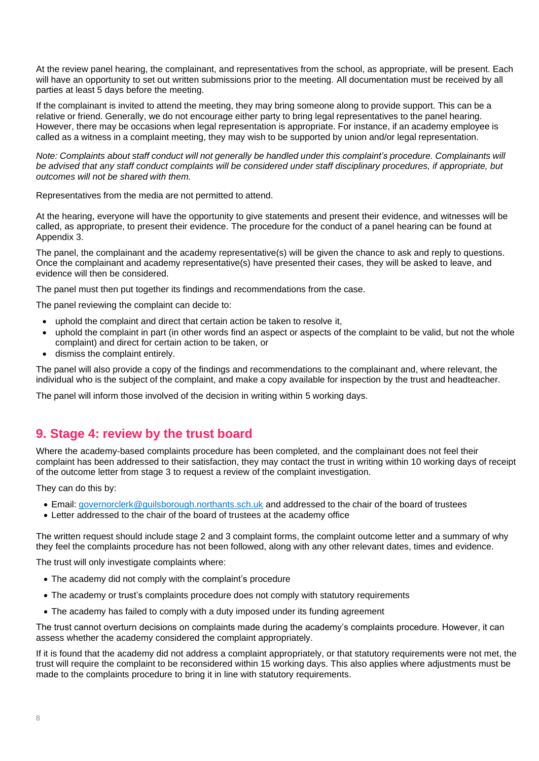At the review panel hearing, the complainant, and representatives from the school, as appropriate, will be present. Each will have an opportunity to set out written submissions prior to the meeting. All documentation must be received by all parties at least 5 days before the meeting.

If the complainant is invited to attend the meeting, they may bring someone along to provide support. This can be a relative or friend. Generally, we do not encourage either party to bring legal representatives to the panel hearing. However, there may be occasions when legal representation is appropriate. For instance, if an academy employee is called as a witness in a complaint meeting, they may wish to be supported by union and/or legal representation.

*Note: Complaints about staff conduct will not generally be handled under this complaint's procedure. Complainants will be advised that any staff conduct complaints will be considered under staff disciplinary procedures, if appropriate, but outcomes will not be shared with them.*

Representatives from the media are not permitted to attend.

At the hearing, everyone will have the opportunity to give statements and present their evidence, and witnesses will be called, as appropriate, to present their evidence. The procedure for the conduct of a panel hearing can be found at Appendix 3.

The panel, the complainant and the academy representative(s) will be given the chance to ask and reply to questions. Once the complainant and academy representative(s) have presented their cases, they will be asked to leave, and evidence will then be considered.

The panel must then put together its findings and recommendations from the case.

The panel reviewing the complaint can decide to:

- uphold the complaint and direct that certain action be taken to resolve it,
- uphold the complaint in part (in other words find an aspect or aspects of the complaint to be valid, but not the whole complaint) and direct for certain action to be taken, or
- dismiss the complaint entirely.

The panel will also provide a copy of the findings and recommendations to the complainant and, where relevant, the individual who is the subject of the complaint, and make a copy available for inspection by the trust and headteacher.

The panel will inform those involved of the decision in writing within 5 working days.

## 9. Stage 4: review by the trust board

Where the academy-based complaints procedure has been completed, and the complainant does not feel their complaint has been addressed to their satisfaction, they may contact the trust in writing within 10 working days of receipt of the outcome letter from stage 3 to request a review of the complaint investigation.

They can do this by:

- Email: governorclerk@guilsborough.northants.sch.uk and addressed to the chair of the board of trustees
- Letter addressed to the chair of the board of trustees at the academy office

The written request should include stage 2 and 3 complaint forms, the complaint outcome letter and a summary of why they feel the complaints procedure has not been followed, along with any other relevant dates, times and evidence.

The trust will only investigate complaints where:

- The academy did not comply with the complaint's procedure
- The academy or trust's complaints procedure does not comply with statutory requirements
- The academy has failed to comply with a duty imposed under its funding agreement

The trust cannot overturn decisions on complaints made during the academy's complaints procedure. However, it can assess whether the academy considered the complaint appropriately.

If it is found that the academy did not address a complaint appropriately, or that statutory requirements were not met, the trust will require the complaint to be reconsidered within 15 working days. This also applies where adjustments must be made to the complaints procedure to bring it in line with statutory requirements.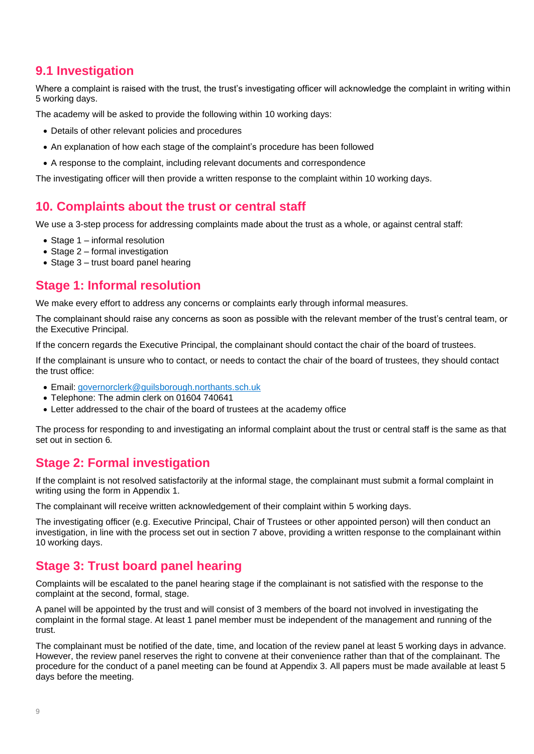## 9.1 Investigation

Where a complaint is raised with the trust, the trust's investigating officer will acknowledge the complaint in writing within 5 working days.

The academy will be asked to provide the following within 10 working days:

- Details of other relevant policies and procedures
- An explanation of how each stage of the complaint's procedure has been followed
- A response to the complaint, including relevant documents and correspondence

The investigating officer will then provide a written response to the complaint within 10 working days.

## 10. Complaints about the trust or central staff

We use a 3-step process for addressing complaints made about the trust as a whole, or against central staff:

- Stage 1 – informal resolution
- Stage 2 – formal investigation
- Stage 3 – trust board panel hearing

## Stage 1: Informal resolution

We make every effort to address any concerns or complaints early through informal measures.

The complainant should raise any concerns as soon as possible with the relevant member of the trust's central team, or the Executive Principal.

If the concern regards the Executive Principal, the complainant should contact the chair of the board of trustees.

If the complainant is unsure who to contact, or needs to contact the chair of the board of trustees, they should contact the trust office:

- Email: [governorclerk@guilsborough.northants.sch.uk](mailto:governorclerk@guilsborough.northants.sch.uk)
- Telephone: The admin clerk on 01604 740641
- Letter addressed to the chair of the board of trustees at the academy office

The process for responding to and investigating an informal complaint about the trust or central staff is the same as that set out in section 6.

## Stage 2: Formal investigation

If the complaint is not resolved satisfactorily at the informal stage, the complainant must submit a formal complaint in writing using the form in Appendix 1.

The complainant will receive written acknowledgement of their complaint within 5 working days.

The investigating officer (e.g. Executive Principal, Chair of Trustees or other appointed person) will then conduct an investigation, in line with the process set out in section 7 above, providing a written response to the complainant within 10 working days.

## Stage 3: Trust board panel hearing

Complaints will be escalated to the panel hearing stage if the complainant is not satisfied with the response to the complaint at the second, formal, stage.

A panel will be appointed by the trust and will consist of 3 members of the board not involved in investigating the complaint in the formal stage. At least 1 panel member must be independent of the management and running of the trust.

The complainant must be notified of the date, time, and location of the review panel at least 5 working days in advance. However, the review panel reserves the right to convene at their convenience rather than that of the complainant. The procedure for the conduct of a panel meeting can be found at Appendix 3. All papers must be made available at least 5 days before the meeting.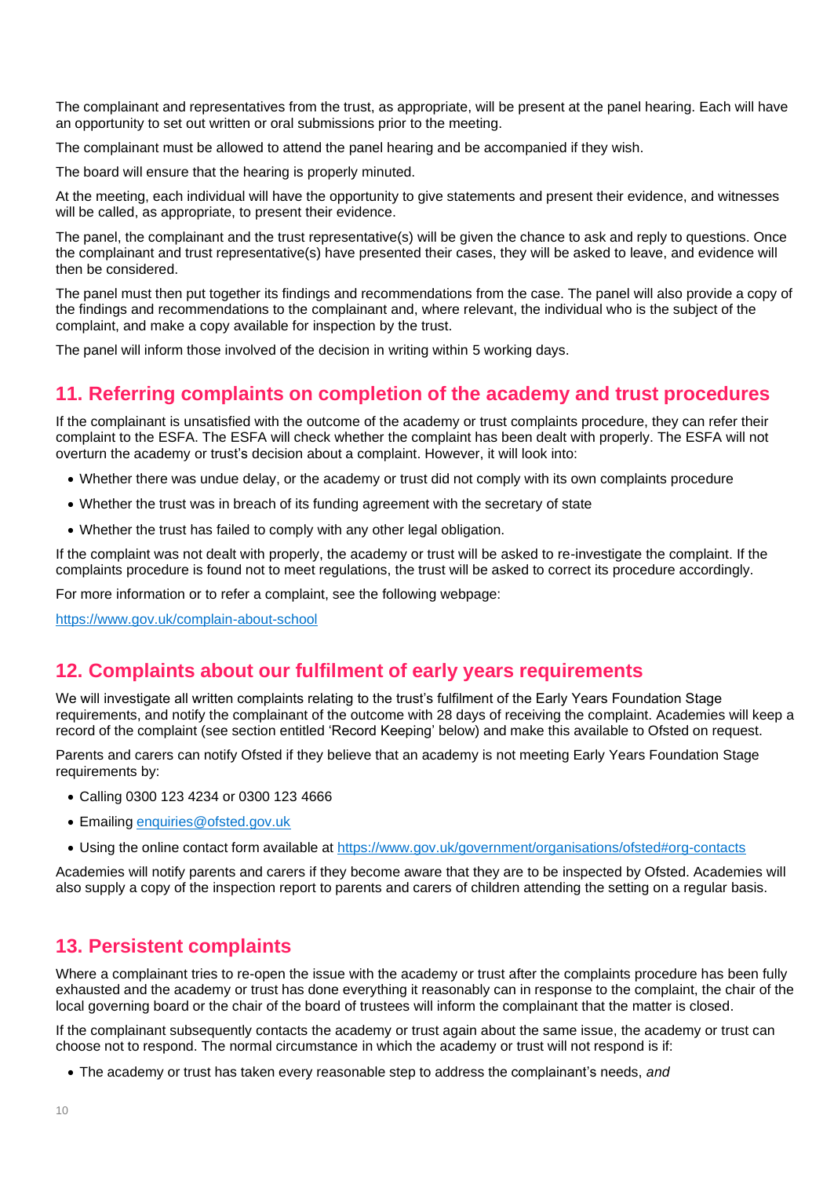The complainant and representatives from the trust, as appropriate, will be present at the panel hearing. Each will have an opportunity to set out written or oral submissions prior to the meeting.

The complainant must be allowed to attend the panel hearing and be accompanied if they wish.

The board will ensure that the hearing is properly minuted.

At the meeting, each individual will have the opportunity to give statements and present their evidence, and witnesses will be called, as appropriate, to present their evidence.

The panel, the complainant and the trust representative(s) will be given the chance to ask and reply to questions. Once the complainant and trust representative(s) have presented their cases, they will be asked to leave, and evidence will then be considered.

The panel must then put together its findings and recommendations from the case. The panel will also provide a copy of the findings and recommendations to the complainant and, where relevant, the individual who is the subject of the complaint, and make a copy available for inspection by the trust.

The panel will inform those involved of the decision in writing within 5 working days.

## 11. Referring complaints on completion of the academy and trust procedures

If the complainant is unsatisfied with the outcome of the academy or trust complaints procedure, they can refer their complaint to the ESFA. The ESFA will check whether the complaint has been dealt with properly. The ESFA will not overturn the academy or trust's decision about a complaint. However, it will look into:

- Whether there was undue delay, or the academy or trust did not comply with its own complaints procedure
- Whether the trust was in breach of its funding agreement with the secretary of state
- Whether the trust has failed to comply with any other legal obligation.

If the complaint was not dealt with properly, the academy or trust will be asked to re-investigate the complaint. If the complaints procedure is found not to meet regulations, the trust will be asked to correct its procedure accordingly.

For more information or to refer a complaint, see the following webpage:

https://www.gov.uk/complain-about-school

## 12. Complaints about our fulfilment of early years requirements

We will investigate all written complaints relating to the trust's fulfilment of the Early Years Foundation Stage requirements, and notify the complainant of the outcome with 28 days of receiving the complaint. Academies will keep a record of the complaint (see section entitled 'Record Keeping' below) and make this available to Ofsted on request.

Parents and carers can notify Ofsted if they believe that an academy is not meeting Early Years Foundation Stage requirements by:

- Calling 0300 123 4234 or 0300 123 4666
- Emailing enquiries@ofsted.gov.uk
- Using the online contact form available at https://www.gov.uk/government/organisations/ofsted#org-contacts

Academies will notify parents and carers if they become aware that they are to be inspected by Ofsted. Academies will also supply a copy of the inspection report to parents and carers of children attending the setting on a regular basis.

## 13. Persistent complaints

Where a complainant tries to re-open the issue with the academy or trust after the complaints procedure has been fully exhausted and the academy or trust has done everything it reasonably can in response to the complaint, the chair of the local governing board or the chair of the board of trustees will inform the complainant that the matter is closed.

If the complainant subsequently contacts the academy or trust again about the same issue, the academy or trust can choose not to respond. The normal circumstance in which the academy or trust will not respond is if:

- The academy or trust has taken every reasonable step to address the complainant's needs, *and*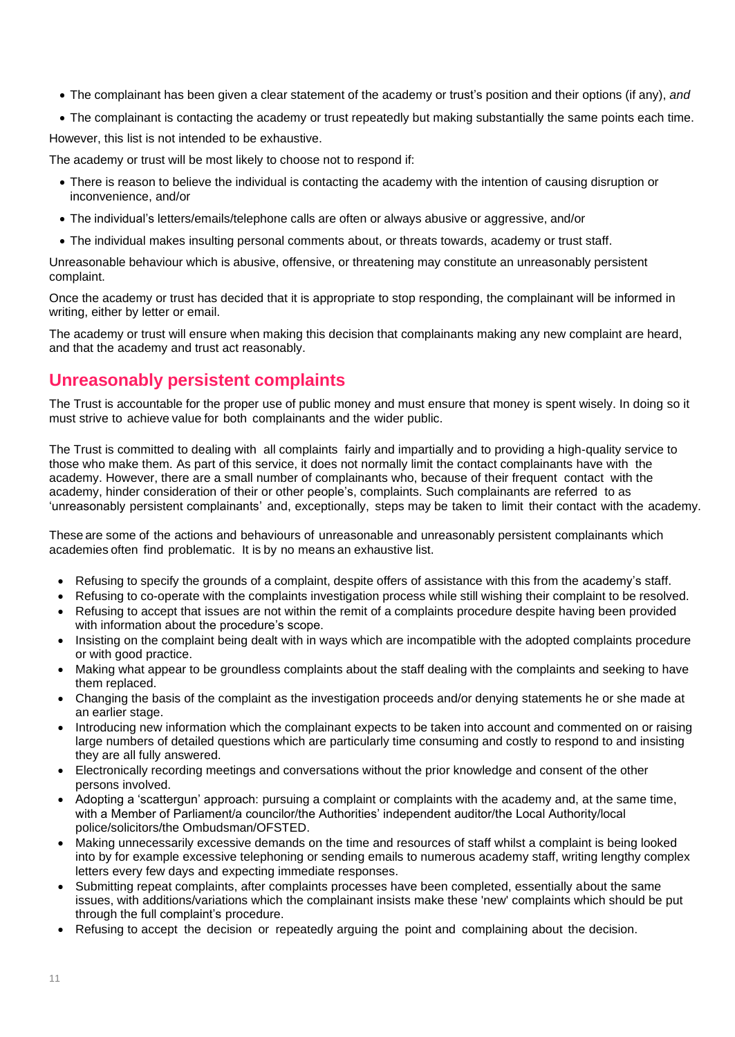- The complainant has been given a clear statement of the academy or trust's position and their options (if any), *and*
- The complainant is contacting the academy or trust repeatedly but making substantially the same points each time.

However, this list is not intended to be exhaustive.

The academy or trust will be most likely to choose not to respond if:

- There is reason to believe the individual is contacting the academy with the intention of causing disruption or inconvenience, and/or
- The individual's letters/emails/telephone calls are often or always abusive or aggressive, and/or
- The individual makes insulting personal comments about, or threats towards, academy or trust staff.

Unreasonable behaviour which is abusive, offensive, or threatening may constitute an unreasonably persistent complaint.

Once the academy or trust has decided that it is appropriate to stop responding, the complainant will be informed in writing, either by letter or email.

The academy or trust will ensure when making this decision that complainants making any new complaint are heard, and that the academy and trust act reasonably.

## Unreasonably persistent complaints

The Trust is accountable for the proper use of public money and must ensure that money is spent wisely. In doing so it must strive to achieve value for both complainants and the wider public.

The Trust is committed to dealing with all complaints fairly and impartially and to providing a high-quality service to those who make them. As part of this service, it does not normally limit the contact complainants have with the academy. However, there are a small number of complainants who, because of their frequent contact with the academy, hinder consideration of their or other people's, complaints. Such complainants are referred to as 'unreasonably persistent complainants' and, exceptionally, steps may be taken to limit their contact with the academy.

These are some of the actions and behaviours of unreasonable and unreasonably persistent complainants which academies often find problematic. It is by no means an exhaustive list.

- Refusing to specify the grounds of a complaint, despite offers of assistance with this from the academy's staff.
- Refusing to co-operate with the complaints investigation process while still wishing their complaint to be resolved.
- Refusing to accept that issues are not within the remit of a complaints procedure despite having been provided with information about the procedure's scope.
- Insisting on the complaint being dealt with in ways which are incompatible with the adopted complaints procedure or with good practice.
- Making what appear to be groundless complaints about the staff dealing with the complaints and seeking to have them replaced.
- Changing the basis of the complaint as the investigation proceeds and/or denying statements he or she made at an earlier stage.
- Introducing new information which the complainant expects to be taken into account and commented on or raising large numbers of detailed questions which are particularly time consuming and costly to respond to and insisting they are all fully answered.
- Electronically recording meetings and conversations without the prior knowledge and consent of the other persons involved.
- Adopting a 'scattergun' approach: pursuing a complaint or complaints with the academy and, at the same time, with a Member of Parliament/a councilor/the Authorities' independent auditor/the Local Authority/local police/solicitors/the Ombudsman/OFSTED.
- Making unnecessarily excessive demands on the time and resources of staff whilst a complaint is being looked into by for example excessive telephoning or sending emails to numerous academy staff, writing lengthy complex letters every few days and expecting immediate responses.
- Submitting repeat complaints, after complaints processes have been completed, essentially about the same issues, with additions/variations which the complainant insists make these 'new' complaints which should be put through the full complaint's procedure.
- Refusing to accept the decision or repeatedly arguing the point and complaining about the decision.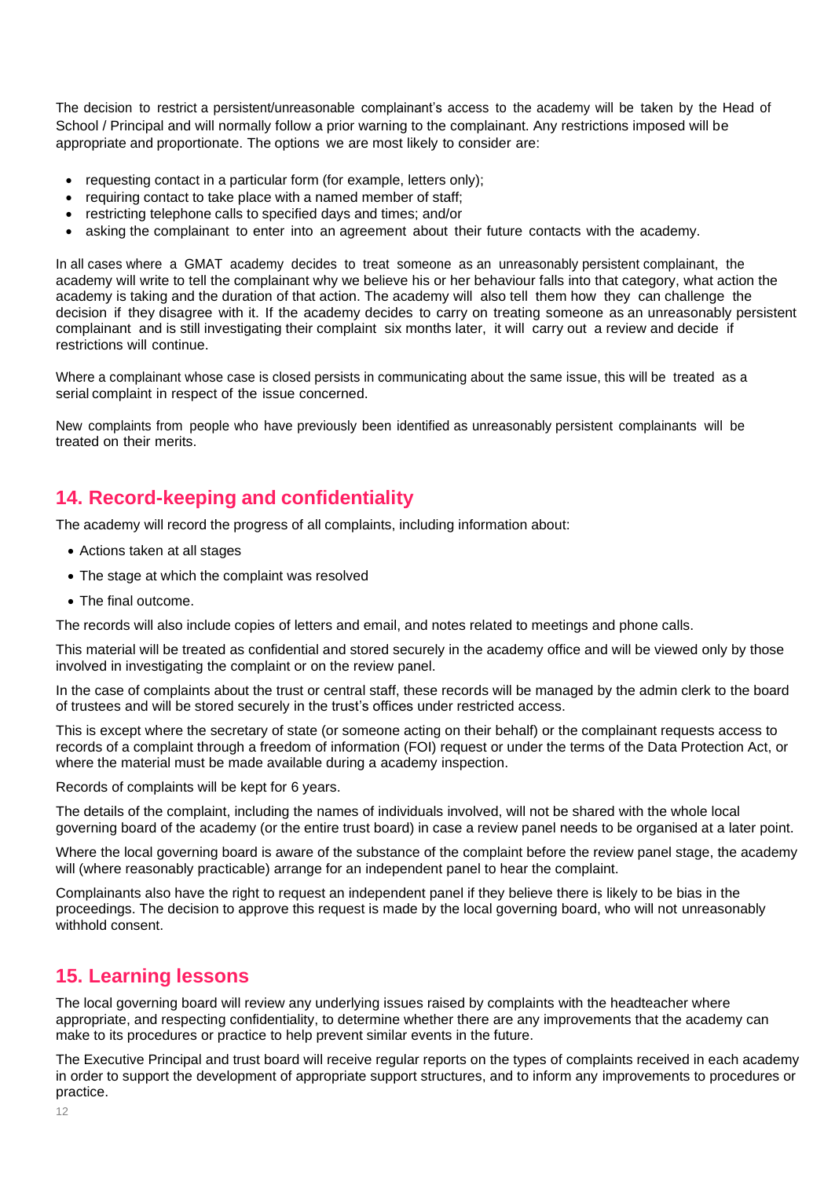The decision to restrict a persistent/unreasonable complainant's access to the academy will be taken by the Head of School / Principal and will normally follow a prior warning to the complainant. Any restrictions imposed will be appropriate and proportionate. The options we are most likely to consider are:

- requesting contact in a particular form (for example, letters only);
- requiring contact to take place with a named member of staff;
- restricting telephone calls to specified days and times; and/or
- asking the complainant to enter into an agreement about their future contacts with the academy.

In all cases where a GMAT academy decides to treat someone as an unreasonably persistent complainant, the academy will write to tell the complainant why we believe his or her behaviour falls into that category, what action the academy is taking and the duration of that action. The academy will also tell them how they can challenge the decision if they disagree with it. If the academy decides to carry on treating someone as an unreasonably persistent complainant and is still investigating their complaint six months later, it will carry out a review and decide if restrictions will continue.

Where a complainant whose case is closed persists in communicating about the same issue, this will be treated as a serial complaint in respect of the issue concerned.

New complaints from people who have previously been identified as unreasonably persistent complainants will be treated on their merits.

## 14. Record-keeping and confidentiality

The academy will record the progress of all complaints, including information about:

- Actions taken at all stages
- The stage at which the complaint was resolved
- The final outcome.

The records will also include copies of letters and email, and notes related to meetings and phone calls.

This material will be treated as confidential and stored securely in the academy office and will be viewed only by those involved in investigating the complaint or on the review panel.

In the case of complaints about the trust or central staff, these records will be managed by the admin clerk to the board of trustees and will be stored securely in the trust's offices under restricted access.

This is except where the secretary of state (or someone acting on their behalf) or the complainant requests access to records of a complaint through a freedom of information (FOI) request or under the terms of the Data Protection Act, or where the material must be made available during a academy inspection.

Records of complaints will be kept for 6 years.

The details of the complaint, including the names of individuals involved, will not be shared with the whole local governing board of the academy (or the entire trust board) in case a review panel needs to be organised at a later point.

Where the local governing board is aware of the substance of the complaint before the review panel stage, the academy will (where reasonably practicable) arrange for an independent panel to hear the complaint.

Complainants also have the right to request an independent panel if they believe there is likely to be bias in the proceedings. The decision to approve this request is made by the local governing board, who will not unreasonably withhold consent.

## 15. Learning lessons

The local governing board will review any underlying issues raised by complaints with the headteacher where appropriate, and respecting confidentiality, to determine whether there are any improvements that the academy can make to its procedures or practice to help prevent similar events in the future.

The Executive Principal and trust board will receive regular reports on the types of complaints received in each academy in order to support the development of appropriate support structures, and to inform any improvements to procedures or practice.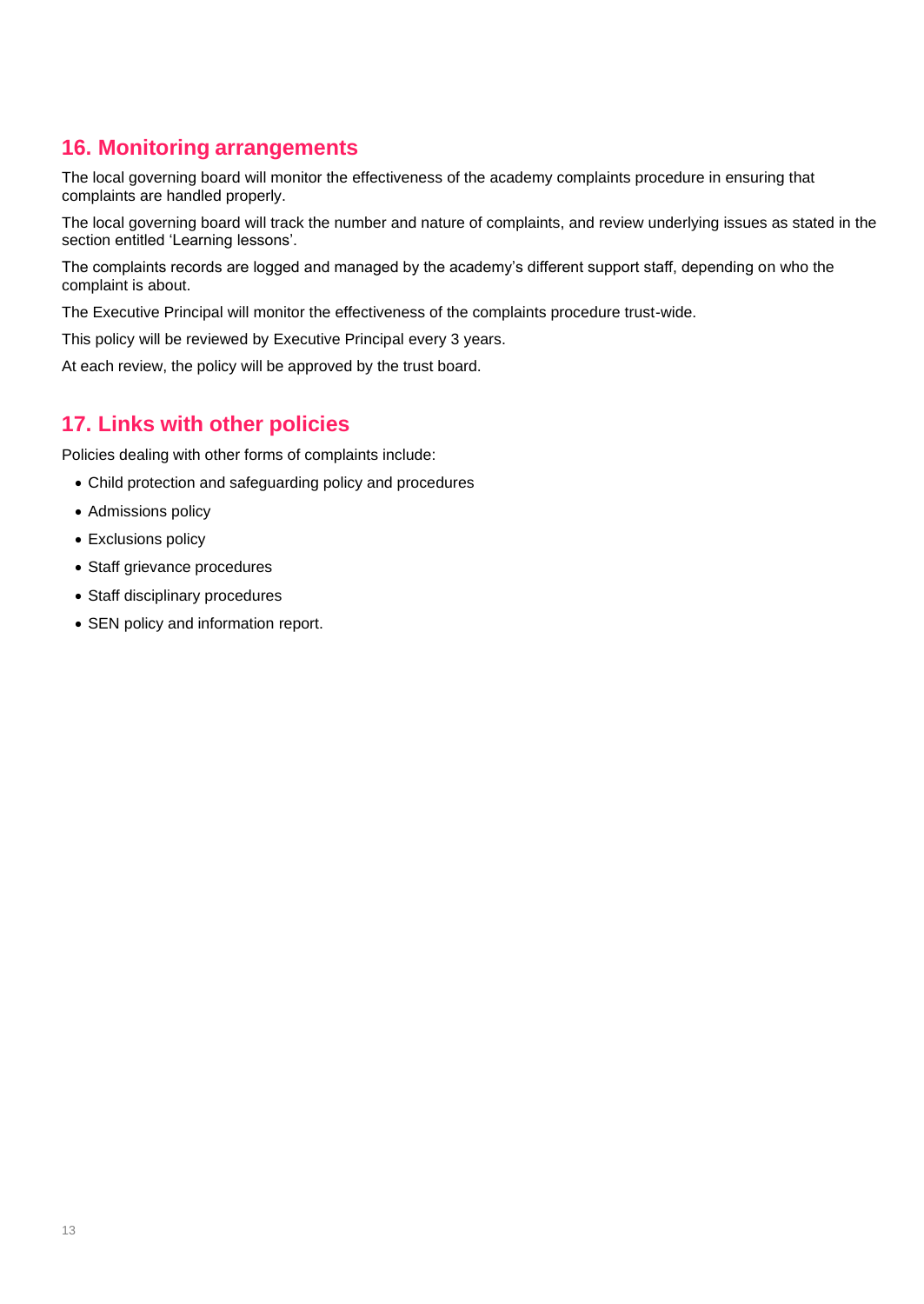## 16. Monitoring arrangements

The local governing board will monitor the effectiveness of the academy complaints procedure in ensuring that complaints are handled properly.

The local governing board will track the number and nature of complaints, and review underlying issues as stated in the section entitled 'Learning lessons'.

The complaints records are logged and managed by the academy's different support staff, depending on who the complaint is about.

The Executive Principal will monitor the effectiveness of the complaints procedure trust-wide.

This policy will be reviewed by Executive Principal every 3 years.

At each review, the policy will be approved by the trust board.

## 17. Links with other policies

Policies dealing with other forms of complaints include:

- Child protection and safeguarding policy and procedures
- Admissions policy
- Exclusions policy
- Staff grievance procedures
- Staff disciplinary procedures
- SEN policy and information report.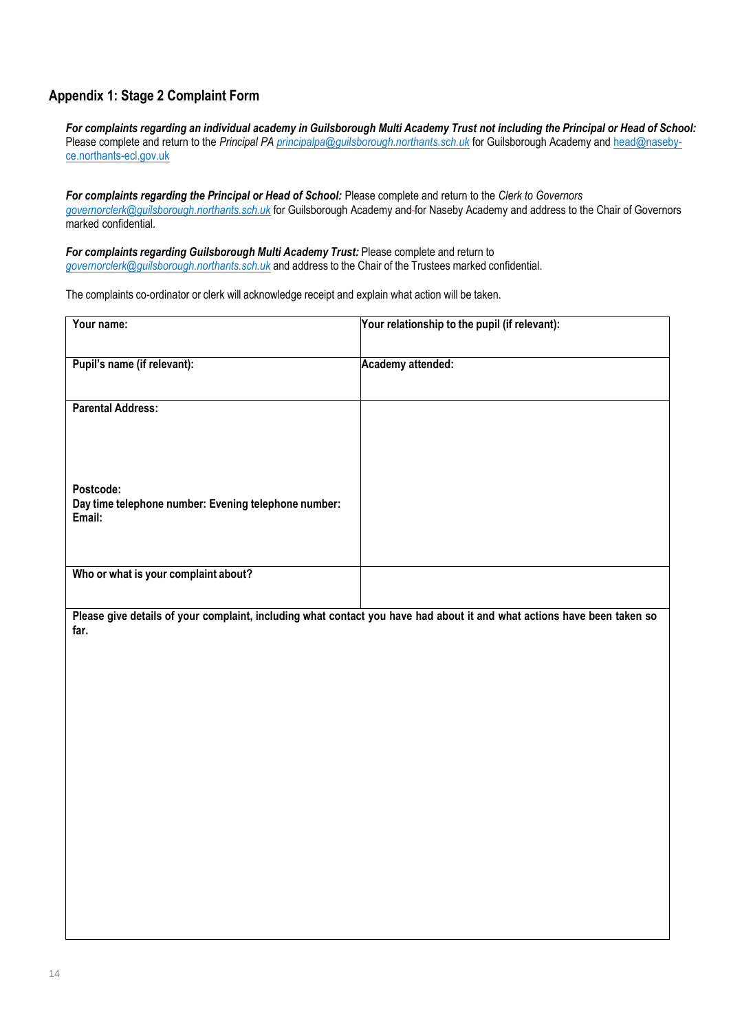## Appendix 1: Stage 2 Complaint Form

***For complaints regarding an individual academy in Guilsborough Multi Academy Trust not including the Principal or Head of School:*** Please complete and return to the *Principal PA* *principalpa@guilsborough.northants.sch.uk* for Guilsborough Academy and head@naseby-ce.northants-ecl.gov.uk

***For complaints regarding the Principal or Head of School:*** Please complete and return to the *Clerk to Governors* *governorclerk@guilsborough.northants.sch.uk* for Guilsborough Academy and for Naseby Academy and address to the Chair of Governors marked confidential.

***For complaints regarding Guilsborough Multi Academy Trust:*** Please complete and return to *governorclerk@guilsborough.northants.sch.uk* and address to the Chair of the Trustees marked confidential.

The complaints co-ordinator or clerk will acknowledge receipt and explain what action will be taken.

| **Your name:** | **Your relationship to the pupil (if relevant):** |
|---|---|
| **Pupil's name (if relevant):** | **Academy attended:** |
| **Parental Address:**<br><br><br><br>**Postcode:**<br>**Day time telephone number: Evening telephone number:**<br>**Email:** | |
| **Who or what is your complaint about?** | |
| **Please give details of your complaint, including what contact you have had about it and what actions have been taken so far.** | |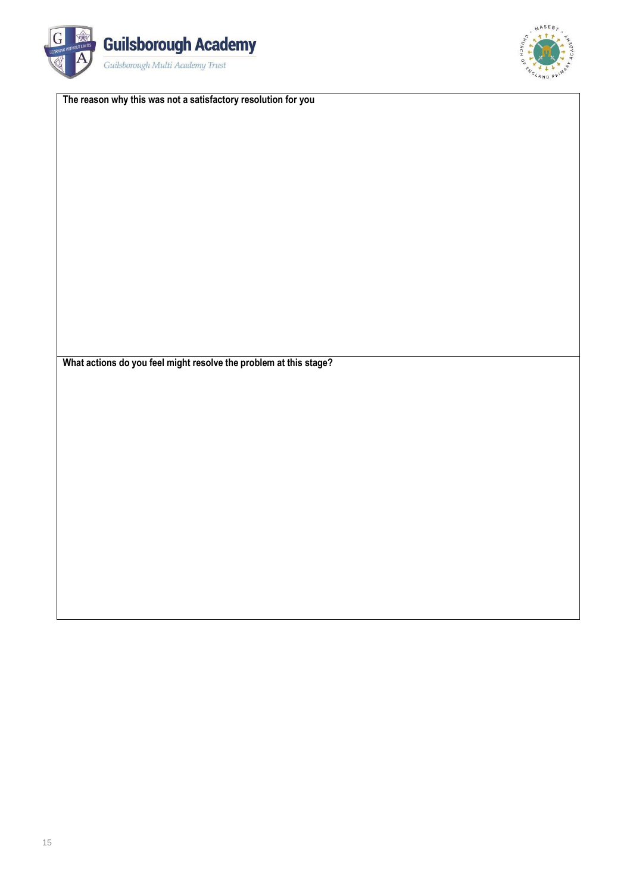**The reason why this was not a satisfactory resolution for you**

**What actions do you feel might resolve the problem at this stage?**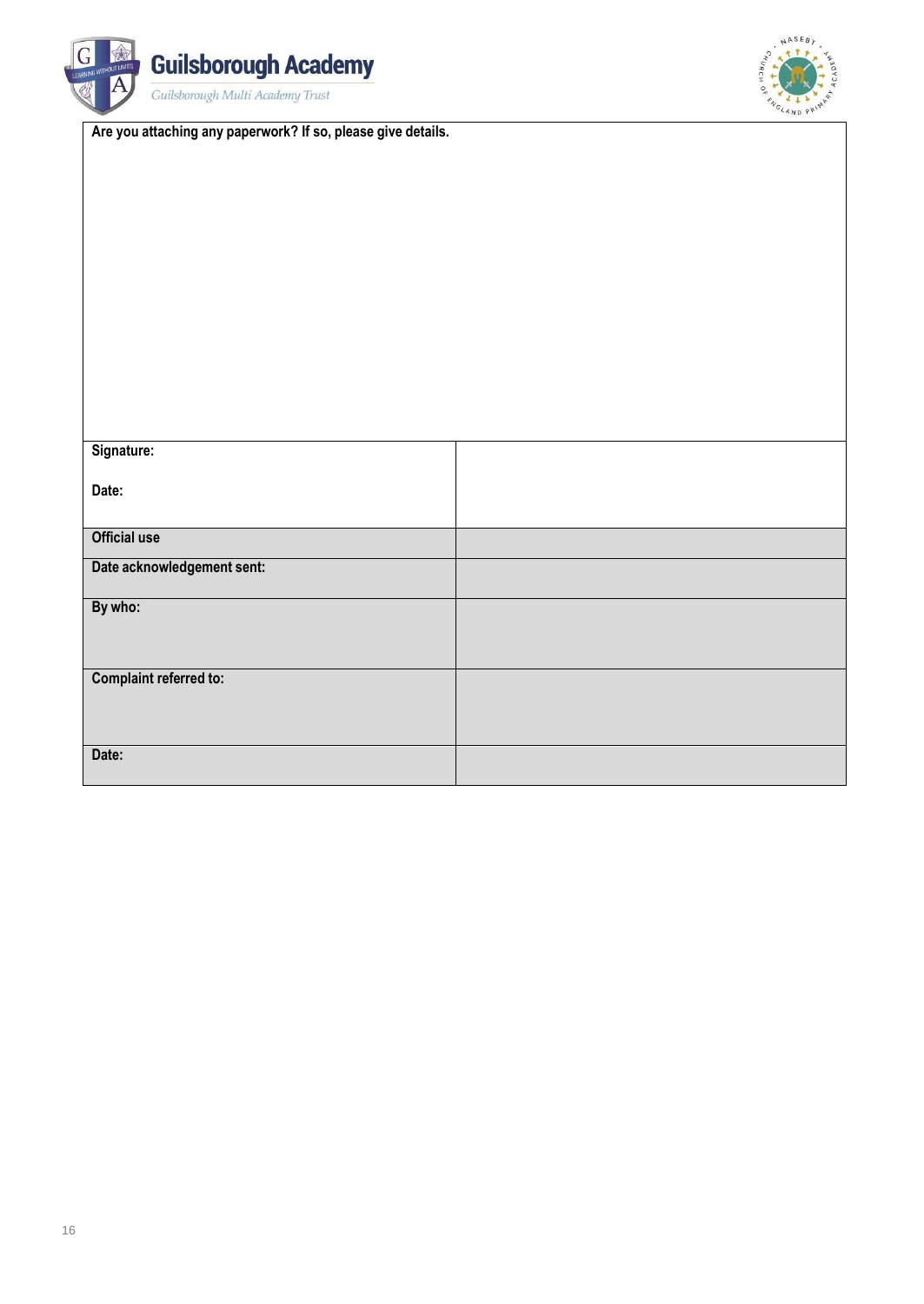| **Are you attaching any paperwork? If so, please give details.** | |
|---|---|
| | |
| **Signature:**<br><br>**Date:** | |
| **Official use** | |
| **Date acknowledgement sent:** | |
| **By who:** | |
| **Complaint referred to:** | |
| **Date:** | |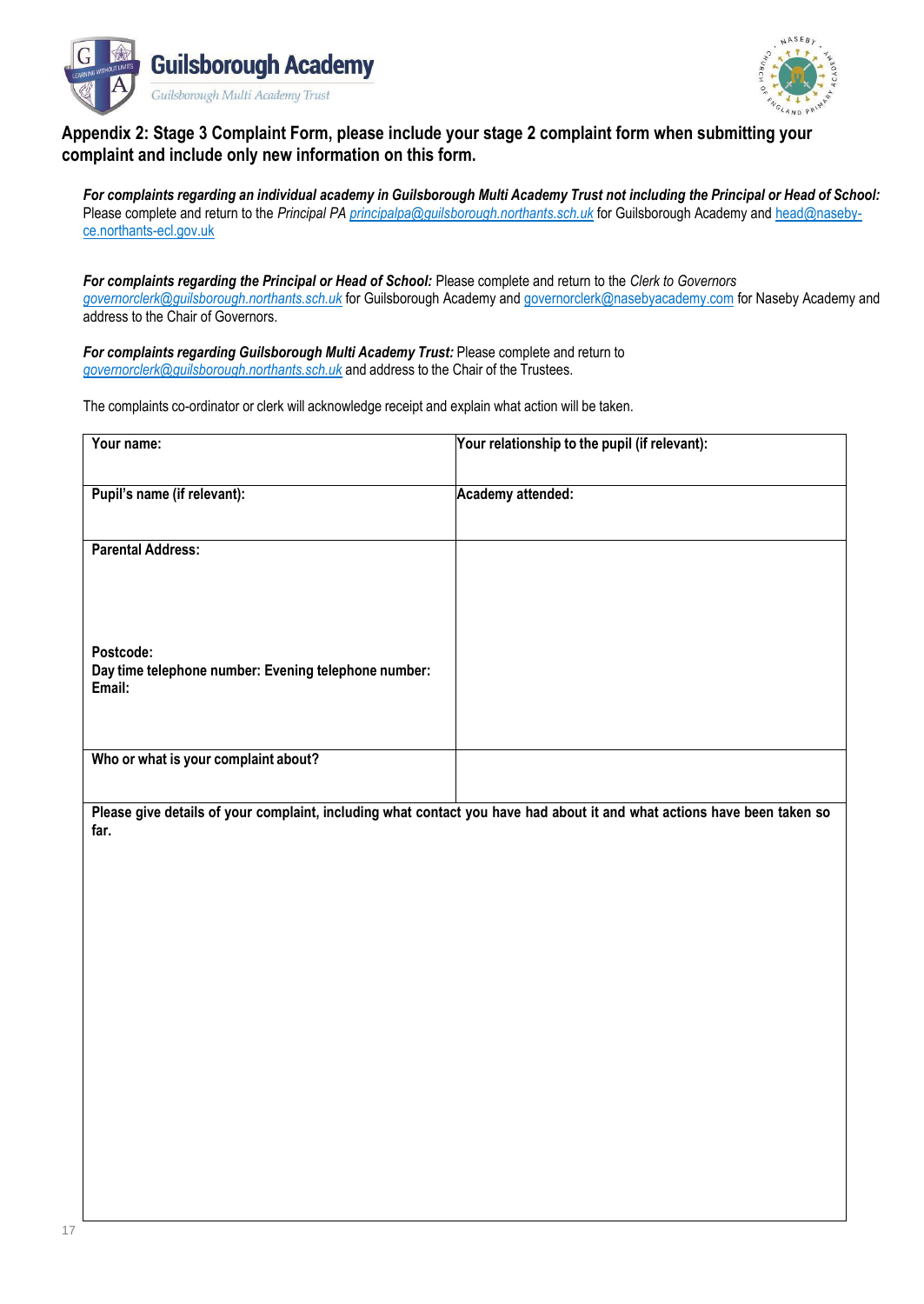## Appendix 2: Stage 3 Complaint Form, please include your stage 2 complaint form when submitting your complaint and include only new information on this form.

***For complaints regarding an individual academy in Guilsborough Multi Academy Trust not including the Principal or Head of School:*** Please complete and return to the *Principal PA* *principalpa@guilsborough.northants.sch.uk* for Guilsborough Academy and head@naseby-ce.northants-ecl.gov.uk

***For complaints regarding the Principal or Head of School:*** Please complete and return to the *Clerk to Governors* *governorclerk@guilsborough.northants.sch.uk* for Guilsborough Academy and governorclerk@nasebyacademy.com for Naseby Academy and address to the Chair of Governors.

***For complaints regarding Guilsborough Multi Academy Trust:*** Please complete and return to *governorclerk@guilsborough.northants.sch.uk* and address to the Chair of the Trustees.

The complaints co-ordinator or clerk will acknowledge receipt and explain what action will be taken.

| **Your name:** | **Your relationship to the pupil (if relevant):** |
|---|---|
| **Pupil's name (if relevant):** | **Academy attended:** |
| **Parental Address:**<br><br>**Postcode:**<br>**Day time telephone number: Evening telephone number:**<br>**Email:** | |
| **Who or what is your complaint about?** | |
| **Please give details of your complaint, including what contact you have had about it and what actions have been taken so far.** | |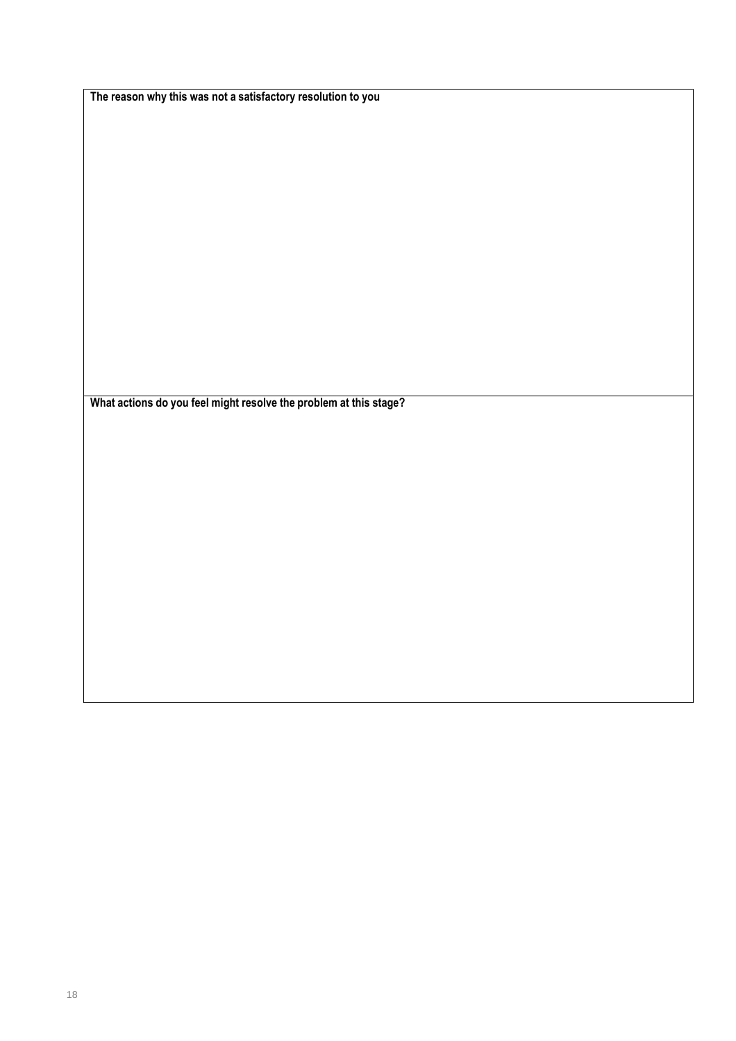| **The reason why this was not a satisfactory resolution to you** |
| --- |
| |
| **What actions do you feel might resolve the problem at this stage?** |
| |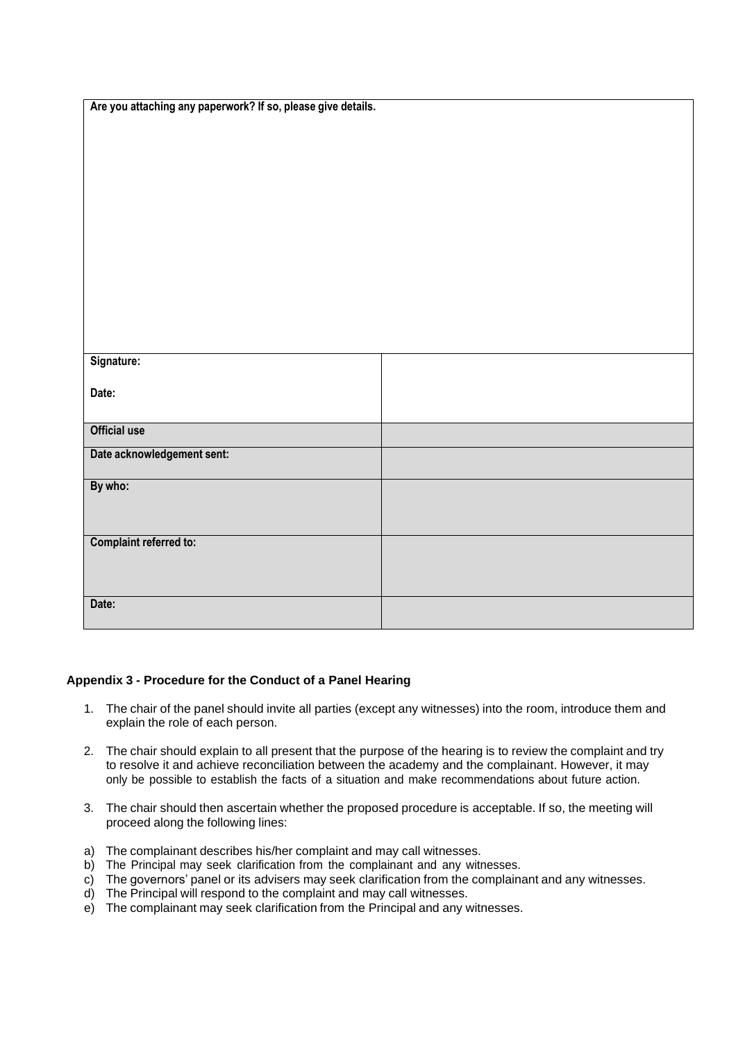| Are you attaching any paperwork? If so, please give details. | |
|---|---|
| **Signature:**<br><br>**Date:** | |
| **Official use** | |
| **Date acknowledgement sent:** | |
| **By who:** | |
| **Complaint referred to:** | |
| **Date:** | |

**Appendix 3 - Procedure for the Conduct of a Panel Hearing**

1. The chair of the panel should invite all parties (except any witnesses) into the room, introduce them and explain the role of each person.

2. The chair should explain to all present that the purpose of the hearing is to review the complaint and try to resolve it and achieve reconciliation between the academy and the complainant. However, it may only be possible to establish the facts of a situation and make recommendations about future action.

3. The chair should then ascertain whether the proposed procedure is acceptable. If so, the meeting will proceed along the following lines:

a) The complainant describes his/her complaint and may call witnesses.
b) The Principal may seek clarification from the complainant and any witnesses.
c) The governors' panel or its advisers may seek clarification from the complainant and any witnesses.
d) The Principal will respond to the complaint and may call witnesses.
e) The complainant may seek clarification from the Principal and any witnesses.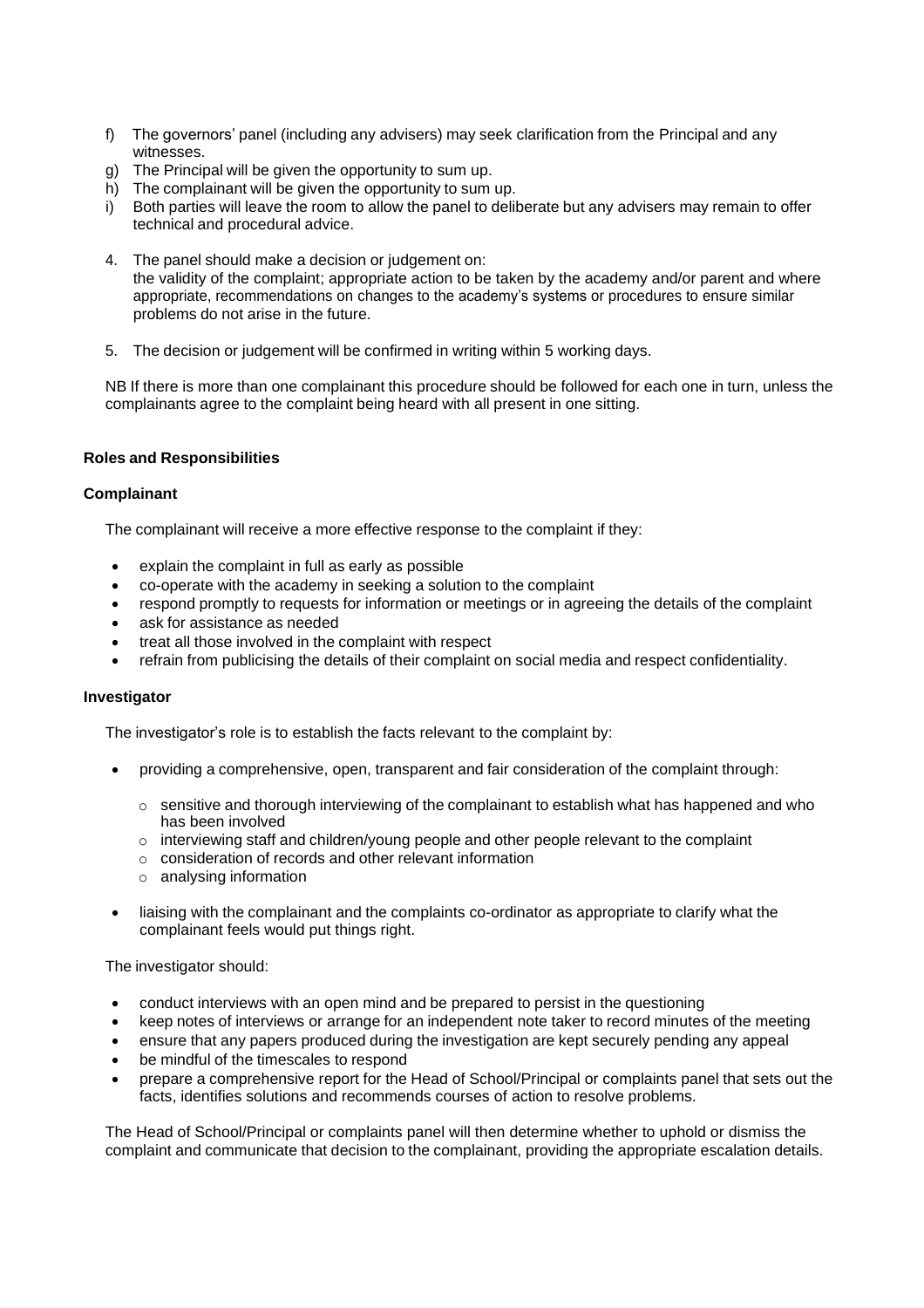f) The governors' panel (including any advisers) may seek clarification from the Principal and any witnesses.
g) The Principal will be given the opportunity to sum up.
h) The complainant will be given the opportunity to sum up.
i) Both parties will leave the room to allow the panel to deliberate but any advisers may remain to offer technical and procedural advice.

4. The panel should make a decision or judgement on: the validity of the complaint; appropriate action to be taken by the academy and/or parent and where appropriate, recommendations on changes to the academy's systems or procedures to ensure similar problems do not arise in the future.

5. The decision or judgement will be confirmed in writing within 5 working days.

NB If there is more than one complainant this procedure should be followed for each one in turn, unless the complainants agree to the complaint being heard with all present in one sitting.

**Roles and Responsibilities**

**Complainant**

The complainant will receive a more effective response to the complaint if they:

- explain the complaint in full as early as possible
- co-operate with the academy in seeking a solution to the complaint
- respond promptly to requests for information or meetings or in agreeing the details of the complaint
- ask for assistance as needed
- treat all those involved in the complaint with respect
- refrain from publicising the details of their complaint on social media and respect confidentiality.

**Investigator**

The investigator's role is to establish the facts relevant to the complaint by:

- providing a comprehensive, open, transparent and fair consideration of the complaint through:
  - sensitive and thorough interviewing of the complainant to establish what has happened and who has been involved
  - interviewing staff and children/young people and other people relevant to the complaint
  - consideration of records and other relevant information
  - analysing information
- liaising with the complainant and the complaints co-ordinator as appropriate to clarify what the complainant feels would put things right.

The investigator should:

- conduct interviews with an open mind and be prepared to persist in the questioning
- keep notes of interviews or arrange for an independent note taker to record minutes of the meeting
- ensure that any papers produced during the investigation are kept securely pending any appeal
- be mindful of the timescales to respond
- prepare a comprehensive report for the Head of School/Principal or complaints panel that sets out the facts, identifies solutions and recommends courses of action to resolve problems.

The Head of School/Principal or complaints panel will then determine whether to uphold or dismiss the complaint and communicate that decision to the complainant, providing the appropriate escalation details.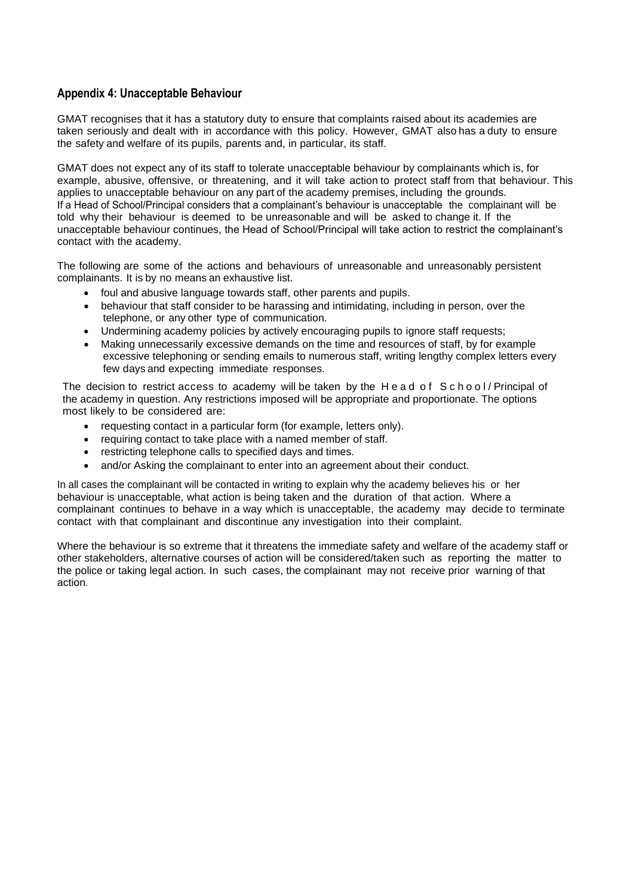## Appendix 4: Unacceptable Behaviour

GMAT recognises that it has a statutory duty to ensure that complaints raised about its academies are taken seriously and dealt with in accordance with this policy. However, GMAT also has a duty to ensure the safety and welfare of its pupils, parents and, in particular, its staff.

GMAT does not expect any of its staff to tolerate unacceptable behaviour by complainants which is, for example, abusive, offensive, or threatening, and it will take action to protect staff from that behaviour. This applies to unacceptable behaviour on any part of the academy premises, including the grounds. If a Head of School/Principal considers that a complainant's behaviour is unacceptable the complainant will be told why their behaviour is deemed to be unreasonable and will be asked to change it. If the unacceptable behaviour continues, the Head of School/Principal will take action to restrict the complainant's contact with the academy.

The following are some of the actions and behaviours of unreasonable and unreasonably persistent complainants. It is by no means an exhaustive list.

- foul and abusive language towards staff, other parents and pupils.
- behaviour that staff consider to be harassing and intimidating, including in person, over the telephone, or any other type of communication.
- Undermining academy policies by actively encouraging pupils to ignore staff requests;
- Making unnecessarily excessive demands on the time and resources of staff, by for example excessive telephoning or sending emails to numerous staff, writing lengthy complex letters every few days and expecting immediate responses.

The decision to restrict access to academy will be taken by the Head of School/Principal of the academy in question. Any restrictions imposed will be appropriate and proportionate. The options most likely to be considered are:

- requesting contact in a particular form (for example, letters only).
- requiring contact to take place with a named member of staff.
- restricting telephone calls to specified days and times.
- and/or Asking the complainant to enter into an agreement about their conduct.

In all cases the complainant will be contacted in writing to explain why the academy believes his or her behaviour is unacceptable, what action is being taken and the duration of that action. Where a complainant continues to behave in a way which is unacceptable, the academy may decide to terminate contact with that complainant and discontinue any investigation into their complaint.

Where the behaviour is so extreme that it threatens the immediate safety and welfare of the academy staff or other stakeholders, alternative courses of action will be considered/taken such as reporting the matter to the police or taking legal action. In such cases, the complainant may not receive prior warning of that action.